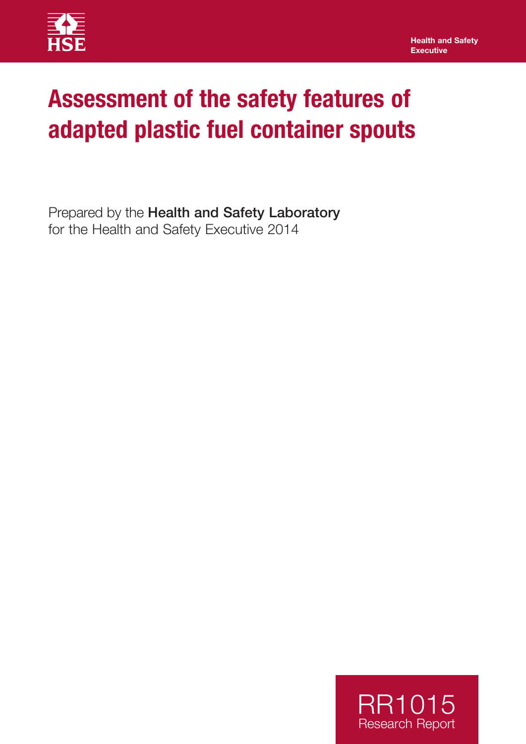HSE

Health and Safety Executive

# Assessment of the safety features of adapted plastic fuel container spouts

Prepared by the **Health and Safety Laboratory** for the Health and Safety Executive 2014

RR1015 Research Report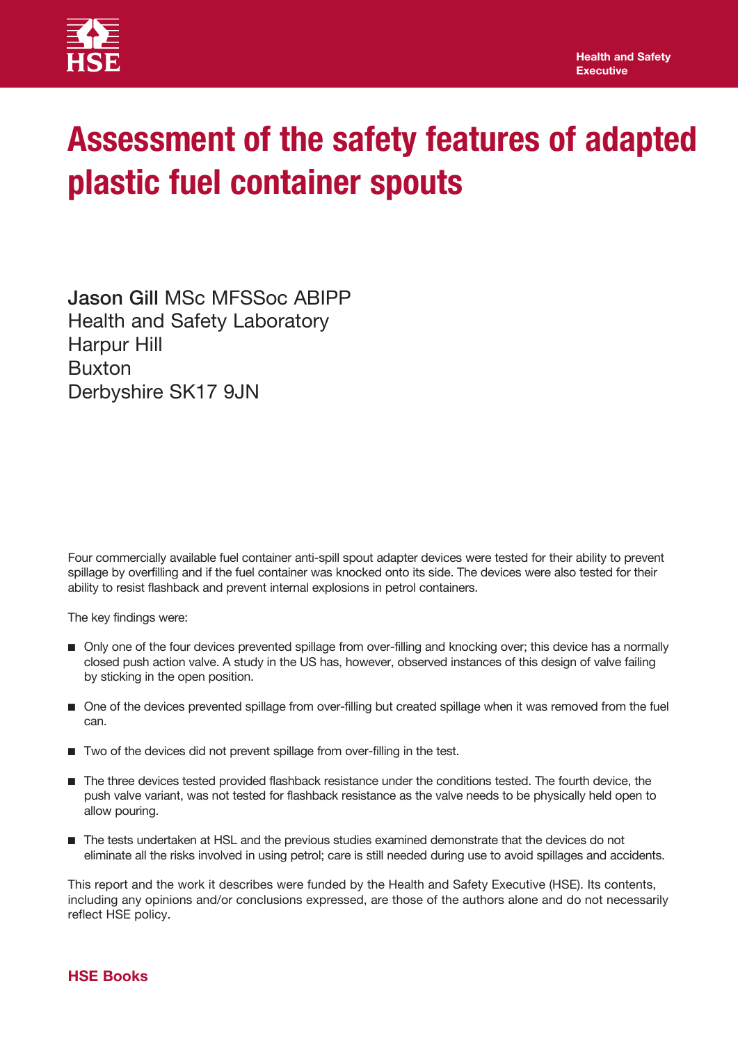# Assessment of the safety features of adapted plastic fuel container spouts

**Jason Gill** MSc MFSSoc ABIPP
Health and Safety Laboratory
Harpur Hill
Buxton
Derbyshire SK17 9JN

Four commercially available fuel container anti-spill spout adapter devices were tested for their ability to prevent spillage by overfilling and if the fuel container was knocked onto its side. The devices were also tested for their ability to resist flashback and prevent internal explosions in petrol containers.

The key findings were:

- Only one of the four devices prevented spillage from over-filling and knocking over; this device has a normally closed push action valve. A study in the US has, however, observed instances of this design of valve failing by sticking in the open position.
- One of the devices prevented spillage from over-filling but created spillage when it was removed from the fuel can.
- Two of the devices did not prevent spillage from over-filling in the test.
- The three devices tested provided flashback resistance under the conditions tested. The fourth device, the push valve variant, was not tested for flashback resistance as the valve needs to be physically held open to allow pouring.
- The tests undertaken at HSL and the previous studies examined demonstrate that the devices do not eliminate all the risks involved in using petrol; care is still needed during use to avoid spillages and accidents.

This report and the work it describes were funded by the Health and Safety Executive (HSE). Its contents, including any opinions and/or conclusions expressed, are those of the authors alone and do not necessarily reflect HSE policy.

**HSE Books**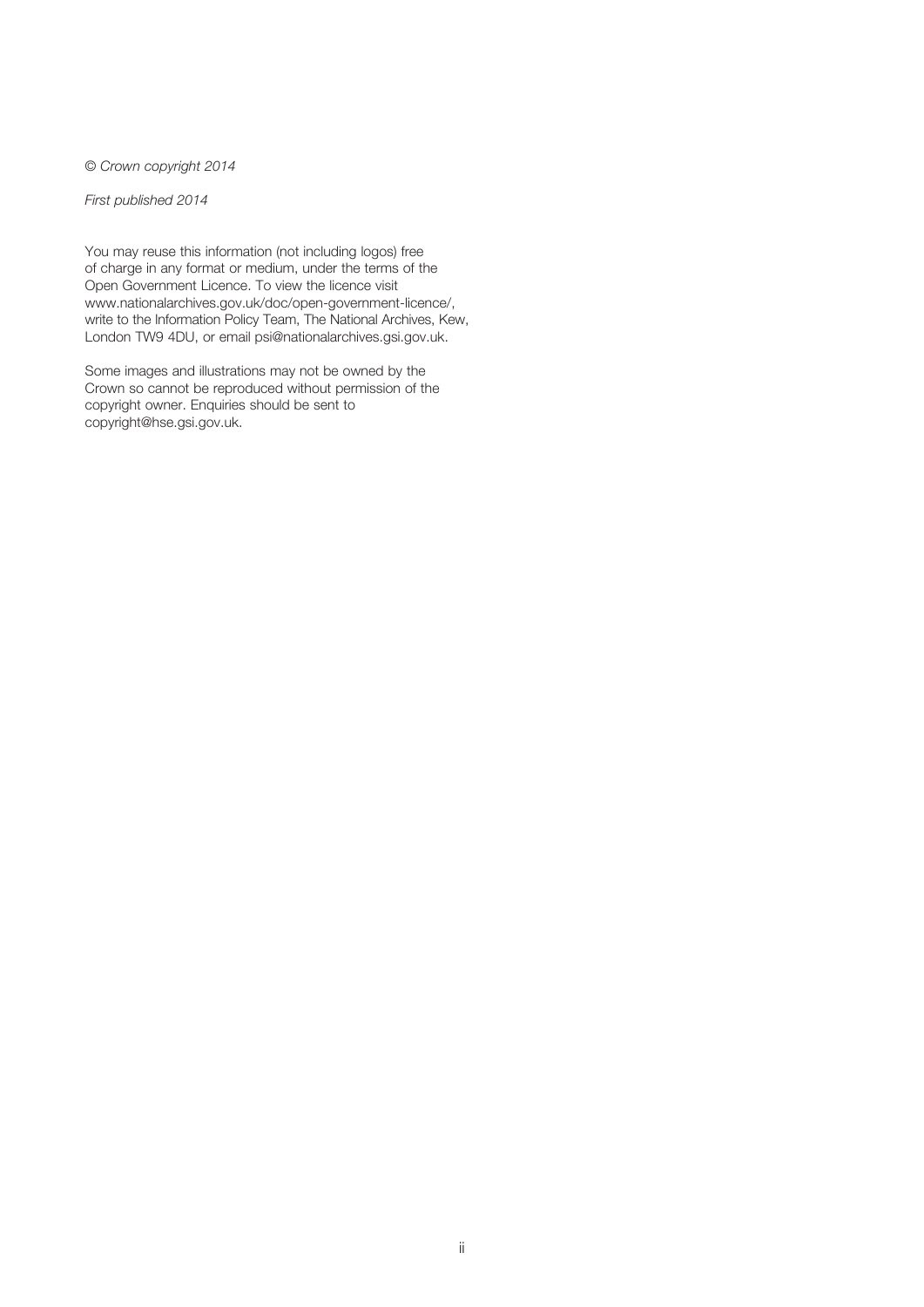*© Crown copyright 2014*

*First published 2014*

You may reuse this information (not including logos) free of charge in any format or medium, under the terms of the Open Government Licence. To view the licence visit www.nationalarchives.gov.uk/doc/open-government-licence/, write to the Information Policy Team, The National Archives, Kew, London TW9 4DU, or email psi@nationalarchives.gsi.gov.uk.

Some images and illustrations may not be owned by the Crown so cannot be reproduced without permission of the copyright owner. Enquiries should be sent to copyright@hse.gsi.gov.uk.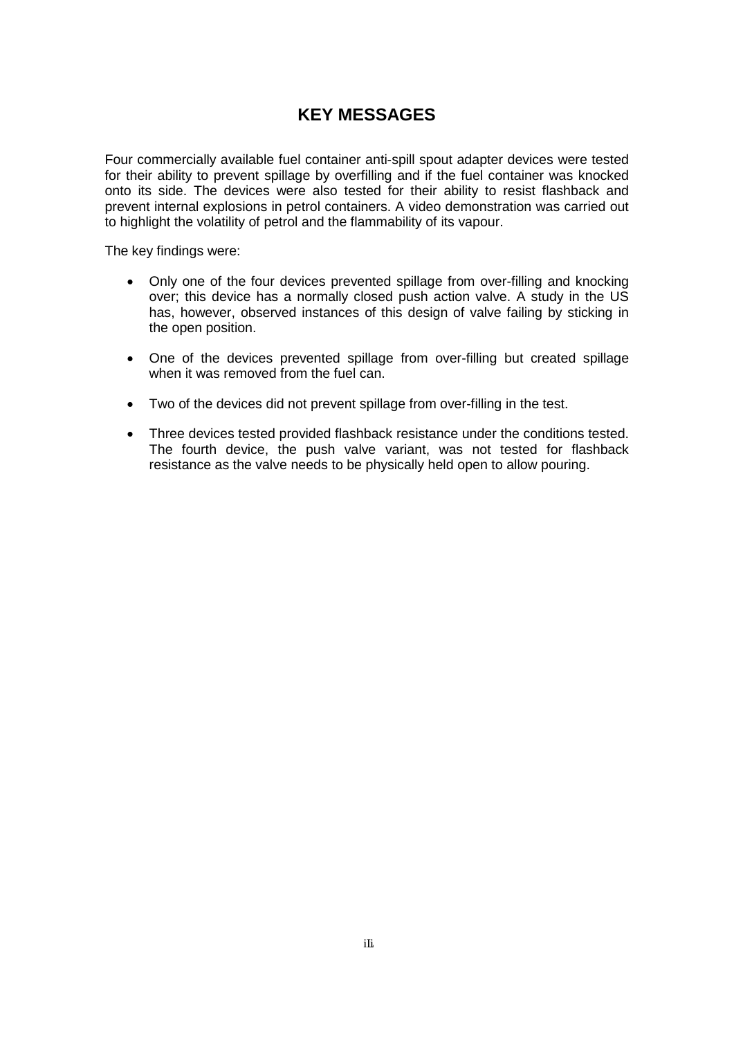# KEY MESSAGES

Four commercially available fuel container anti-spill spout adapter devices were tested for their ability to prevent spillage by overfilling and if the fuel container was knocked onto its side. The devices were also tested for their ability to resist flashback and prevent internal explosions in petrol containers. A video demonstration was carried out to highlight the volatility of petrol and the flammability of its vapour.

The key findings were:

- Only one of the four devices prevented spillage from over-filling and knocking over; this device has a normally closed push action valve. A study in the US has, however, observed instances of this design of valve failing by sticking in the open position.
- One of the devices prevented spillage from over-filling but created spillage when it was removed from the fuel can.
- Two of the devices did not prevent spillage from over-filling in the test.
- Three devices tested provided flashback resistance under the conditions tested. The fourth device, the push valve variant, was not tested for flashback resistance as the valve needs to be physically held open to allow pouring.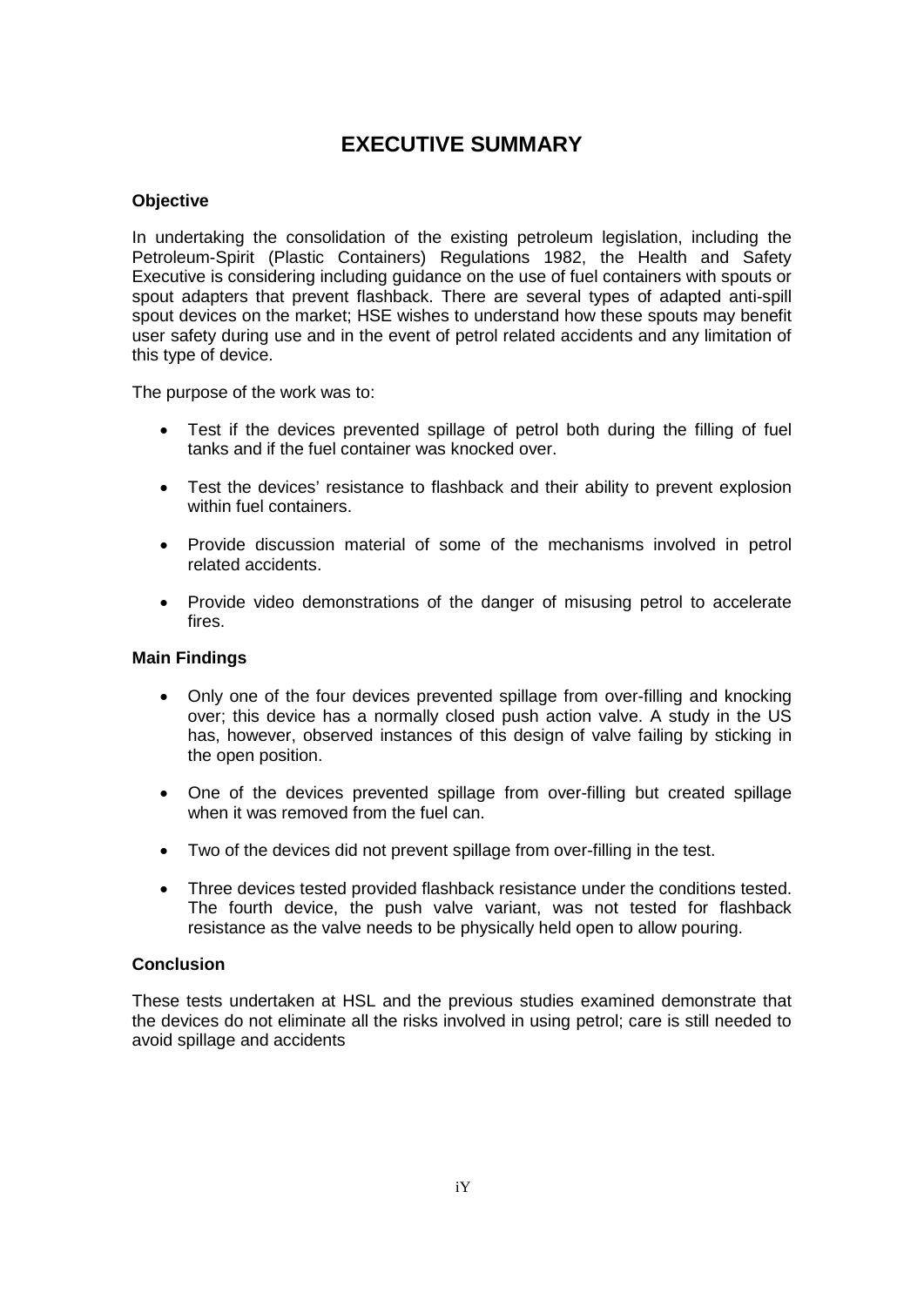# EXECUTIVE SUMMARY

### Objective

In undertaking the consolidation of the existing petroleum legislation, including the Petroleum-Spirit (Plastic Containers) Regulations 1982, the Health and Safety Executive is considering including guidance on the use of fuel containers with spouts or spout adapters that prevent flashback. There are several types of adapted anti-spill spout devices on the market; HSE wishes to understand how these spouts may benefit user safety during use and in the event of petrol related accidents and any limitation of this type of device.

The purpose of the work was to:

- Test if the devices prevented spillage of petrol both during the filling of fuel tanks and if the fuel container was knocked over.
- Test the devices' resistance to flashback and their ability to prevent explosion within fuel containers.
- Provide discussion material of some of the mechanisms involved in petrol related accidents.
- Provide video demonstrations of the danger of misusing petrol to accelerate fires.

### Main Findings

- Only one of the four devices prevented spillage from over-filling and knocking over; this device has a normally closed push action valve. A study in the US has, however, observed instances of this design of valve failing by sticking in the open position.
- One of the devices prevented spillage from over-filling but created spillage when it was removed from the fuel can.
- Two of the devices did not prevent spillage from over-filling in the test.
- Three devices tested provided flashback resistance under the conditions tested. The fourth device, the push valve variant, was not tested for flashback resistance as the valve needs to be physically held open to allow pouring.

### Conclusion

These tests undertaken at HSL and the previous studies examined demonstrate that the devices do not eliminate all the risks involved in using petrol; care is still needed to avoid spillage and accidents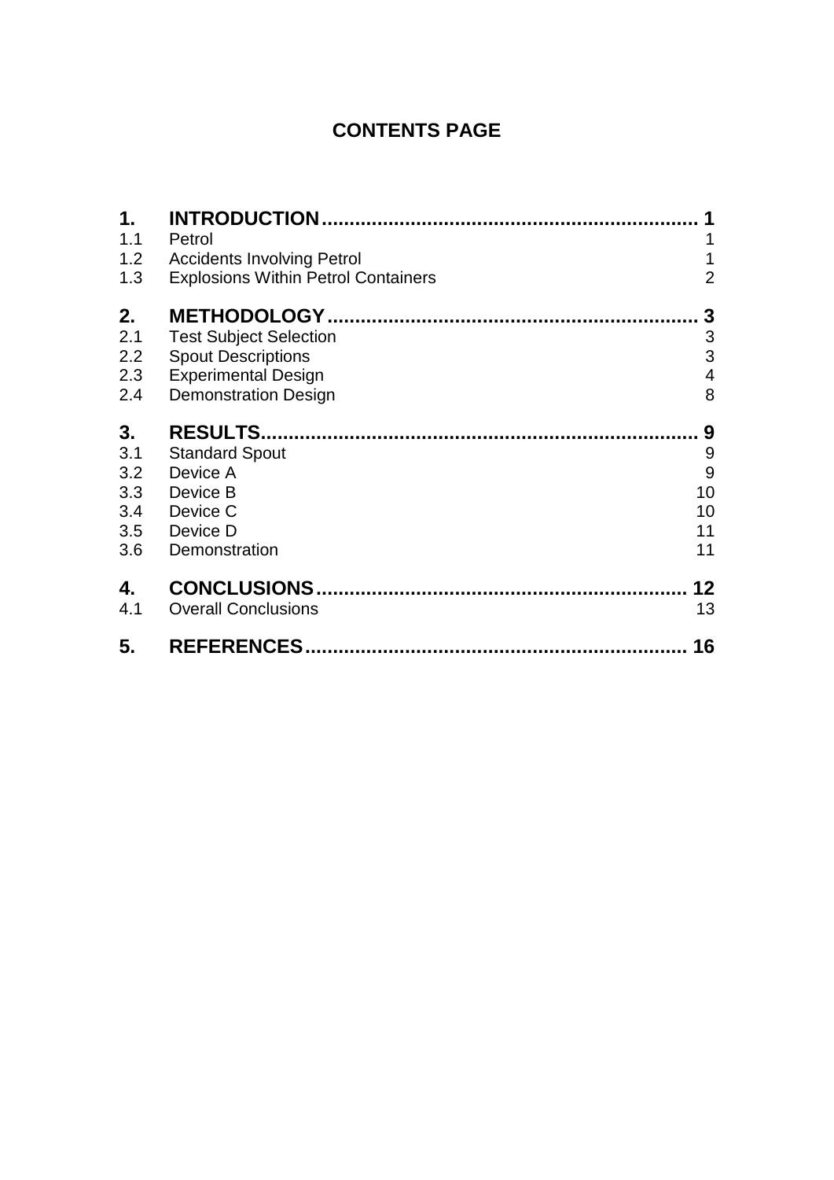# CONTENTS PAGE

| | | |
|---|---|---|
| **1.** | **INTRODUCTION** | **1** |
| 1.1 | Petrol | 1 |
| 1.2 | Accidents Involving Petrol | 1 |
| 1.3 | Explosions Within Petrol Containers | 2 |
| **2.** | **METHODOLOGY** | **3** |
| 2.1 | Test Subject Selection | 3 |
| 2.2 | Spout Descriptions | 3 |
| 2.3 | Experimental Design | 4 |
| 2.4 | Demonstration Design | 8 |
| **3.** | **RESULTS** | **9** |
| 3.1 | Standard Spout | 9 |
| 3.2 | Device A | 9 |
| 3.3 | Device B | 10 |
| 3.4 | Device C | 10 |
| 3.5 | Device D | 11 |
| 3.6 | Demonstration | 11 |
| **4.** | **CONCLUSIONS** | **12** |
| 4.1 | Overall Conclusions | 13 |
| **5.** | **REFERENCES** | **16** |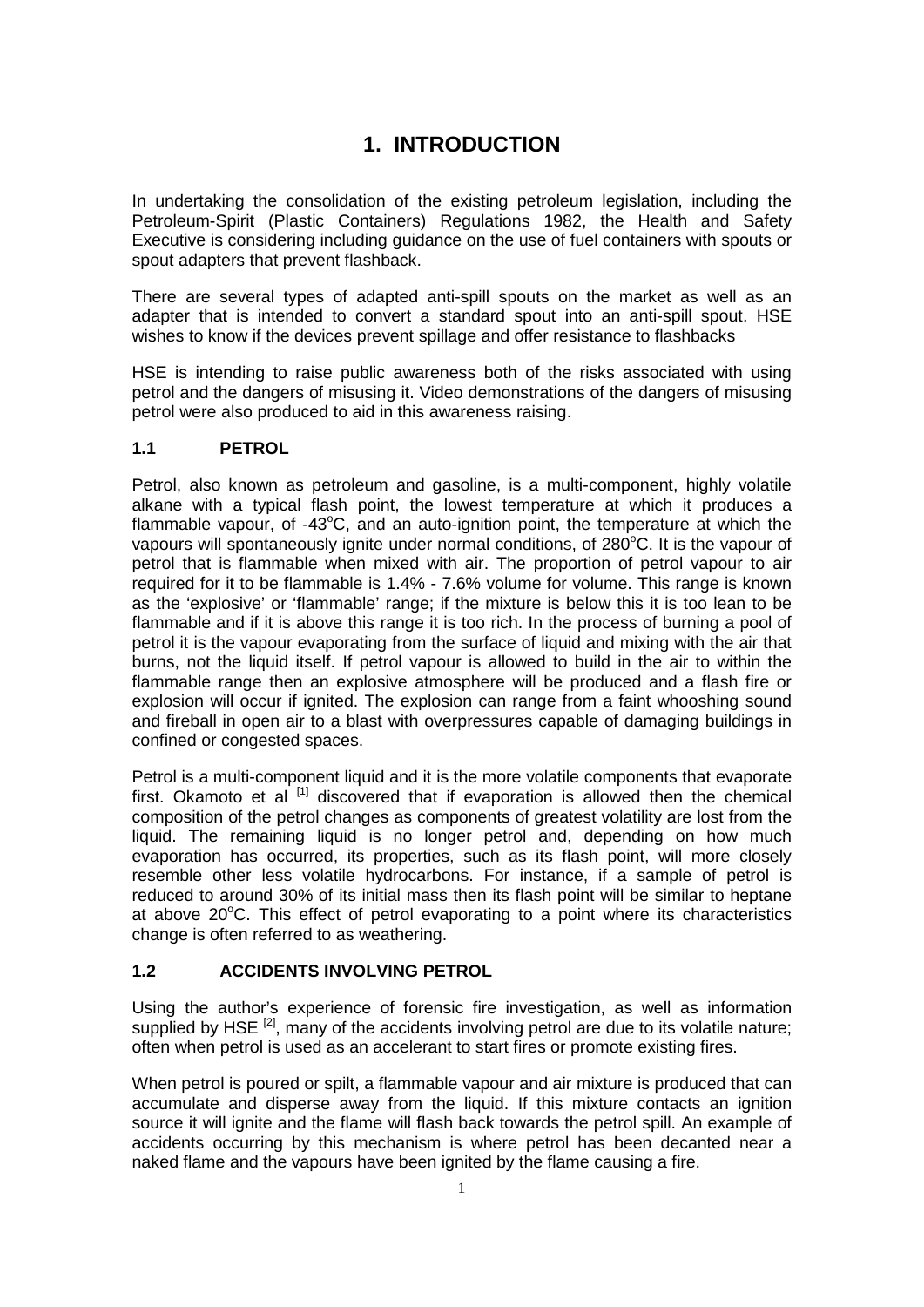# 1. INTRODUCTION

In undertaking the consolidation of the existing petroleum legislation, including the Petroleum-Spirit (Plastic Containers) Regulations 1982, the Health and Safety Executive is considering including guidance on the use of fuel containers with spouts or spout adapters that prevent flashback.

There are several types of adapted anti-spill spouts on the market as well as an adapter that is intended to convert a standard spout into an anti-spill spout. HSE wishes to know if the devices prevent spillage and offer resistance to flashbacks

HSE is intending to raise public awareness both of the risks associated with using petrol and the dangers of misusing it. Video demonstrations of the dangers of misusing petrol were also produced to aid in this awareness raising.

## 1.1 PETROL

Petrol, also known as petroleum and gasoline, is a multi-component, highly volatile alkane with a typical flash point, the lowest temperature at which it produces a flammable vapour, of -43$^{o}$C, and an auto-ignition point, the temperature at which the vapours will spontaneously ignite under normal conditions, of 280$^{o}$C. It is the vapour of petrol that is flammable when mixed with air. The proportion of petrol vapour to air required for it to be flammable is 1.4% - 7.6% volume for volume. This range is known as the 'explosive' or 'flammable' range; if the mixture is below this it is too lean to be flammable and if it is above this range it is too rich. In the process of burning a pool of petrol it is the vapour evaporating from the surface of liquid and mixing with the air that burns, not the liquid itself. If petrol vapour is allowed to build in the air to within the flammable range then an explosive atmosphere will be produced and a flash fire or explosion will occur if ignited. The explosion can range from a faint whooshing sound and fireball in open air to a blast with overpressures capable of damaging buildings in confined or congested spaces.

Petrol is a multi-component liquid and it is the more volatile components that evaporate first. Okamoto et al [1] discovered that if evaporation is allowed then the chemical composition of the petrol changes as components of greatest volatility are lost from the liquid. The remaining liquid is no longer petrol and, depending on how much evaporation has occurred, its properties, such as its flash point, will more closely resemble other less volatile hydrocarbons. For instance, if a sample of petrol is reduced to around 30% of its initial mass then its flash point will be similar to heptane at above 20$^{o}$C. This effect of petrol evaporating to a point where its characteristics change is often referred to as weathering.

## 1.2 ACCIDENTS INVOLVING PETROL

Using the author's experience of forensic fire investigation, as well as information supplied by HSE [2], many of the accidents involving petrol are due to its volatile nature; often when petrol is used as an accelerant to start fires or promote existing fires.

When petrol is poured or spilt, a flammable vapour and air mixture is produced that can accumulate and disperse away from the liquid. If this mixture contacts an ignition source it will ignite and the flame will flash back towards the petrol spill. An example of accidents occurring by this mechanism is where petrol has been decanted near a naked flame and the vapours have been ignited by the flame causing a fire.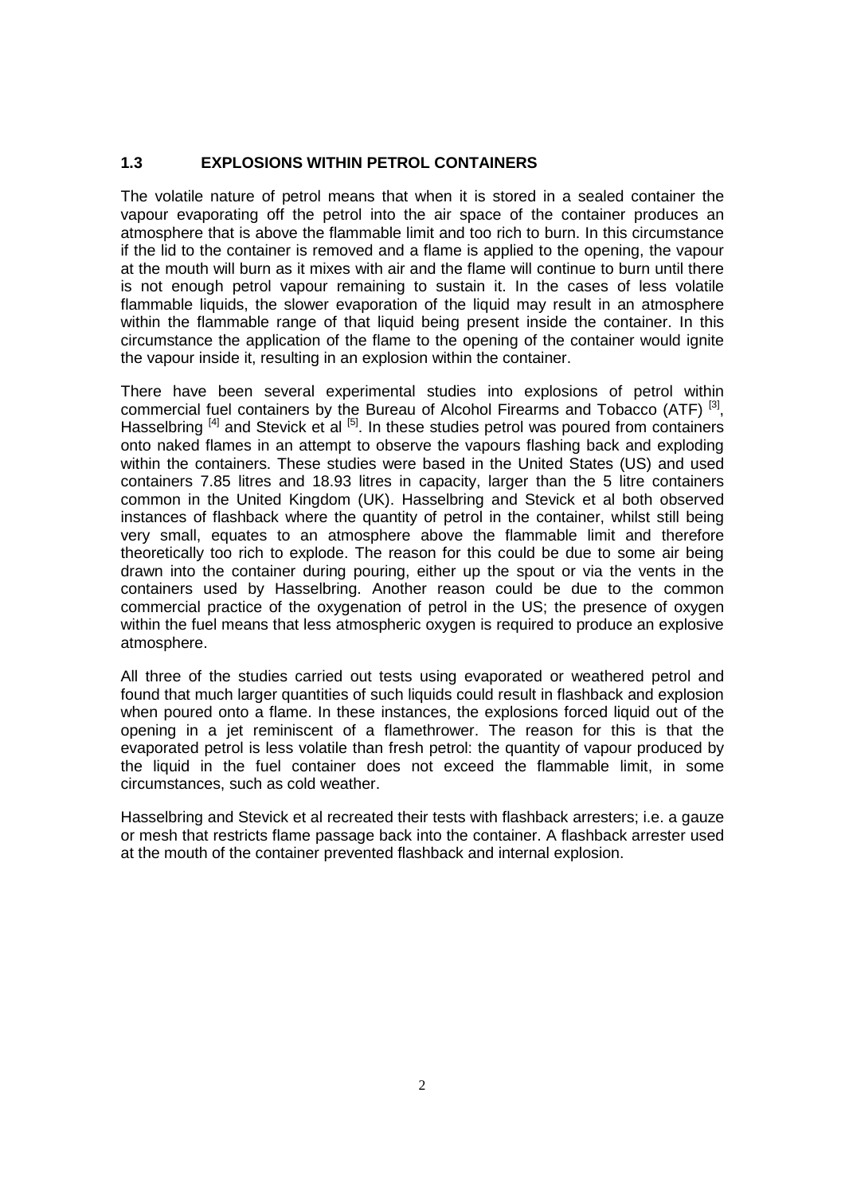### 1.3 EXPLOSIONS WITHIN PETROL CONTAINERS

The volatile nature of petrol means that when it is stored in a sealed container the vapour evaporating off the petrol into the air space of the container produces an atmosphere that is above the flammable limit and too rich to burn. In this circumstance if the lid to the container is removed and a flame is applied to the opening, the vapour at the mouth will burn as it mixes with air and the flame will continue to burn until there is not enough petrol vapour remaining to sustain it. In the cases of less volatile flammable liquids, the slower evaporation of the liquid may result in an atmosphere within the flammable range of that liquid being present inside the container. In this circumstance the application of the flame to the opening of the container would ignite the vapour inside it, resulting in an explosion within the container.

There have been several experimental studies into explosions of petrol within commercial fuel containers by the Bureau of Alcohol Firearms and Tobacco (ATF) [3], Hasselbring [4] and Stevick et al [5]. In these studies petrol was poured from containers onto naked flames in an attempt to observe the vapours flashing back and exploding within the containers. These studies were based in the United States (US) and used containers 7.85 litres and 18.93 litres in capacity, larger than the 5 litre containers common in the United Kingdom (UK). Hasselbring and Stevick et al both observed instances of flashback where the quantity of petrol in the container, whilst still being very small, equates to an atmosphere above the flammable limit and therefore theoretically too rich to explode. The reason for this could be due to some air being drawn into the container during pouring, either up the spout or via the vents in the containers used by Hasselbring. Another reason could be due to the common commercial practice of the oxygenation of petrol in the US; the presence of oxygen within the fuel means that less atmospheric oxygen is required to produce an explosive atmosphere.

All three of the studies carried out tests using evaporated or weathered petrol and found that much larger quantities of such liquids could result in flashback and explosion when poured onto a flame. In these instances, the explosions forced liquid out of the opening in a jet reminiscent of a flamethrower. The reason for this is that the evaporated petrol is less volatile than fresh petrol: the quantity of vapour produced by the liquid in the fuel container does not exceed the flammable limit, in some circumstances, such as cold weather.

Hasselbring and Stevick et al recreated their tests with flashback arresters; i.e. a gauze or mesh that restricts flame passage back into the container. A flashback arrester used at the mouth of the container prevented flashback and internal explosion.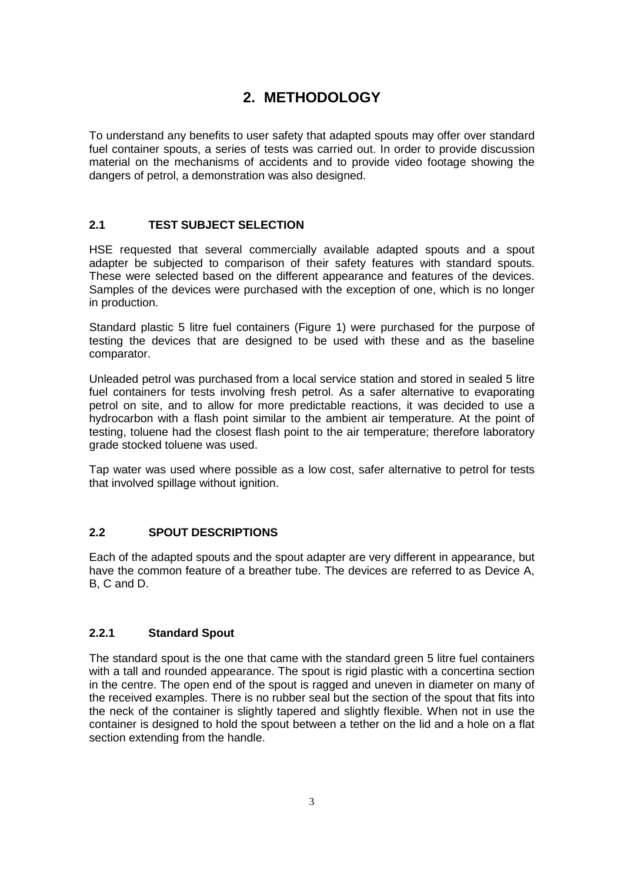# 2. METHODOLOGY

To understand any benefits to user safety that adapted spouts may offer over standard fuel container spouts, a series of tests was carried out. In order to provide discussion material on the mechanisms of accidents and to provide video footage showing the dangers of petrol, a demonstration was also designed.

## 2.1 TEST SUBJECT SELECTION

HSE requested that several commercially available adapted spouts and a spout adapter be subjected to comparison of their safety features with standard spouts. These were selected based on the different appearance and features of the devices. Samples of the devices were purchased with the exception of one, which is no longer in production.

Standard plastic 5 litre fuel containers (Figure 1) were purchased for the purpose of testing the devices that are designed to be used with these and as the baseline comparator.

Unleaded petrol was purchased from a local service station and stored in sealed 5 litre fuel containers for tests involving fresh petrol. As a safer alternative to evaporating petrol on site, and to allow for more predictable reactions, it was decided to use a hydrocarbon with a flash point similar to the ambient air temperature. At the point of testing, toluene had the closest flash point to the air temperature; therefore laboratory grade stocked toluene was used.

Tap water was used where possible as a low cost, safer alternative to petrol for tests that involved spillage without ignition.

## 2.2 SPOUT DESCRIPTIONS

Each of the adapted spouts and the spout adapter are very different in appearance, but have the common feature of a breather tube. The devices are referred to as Device A, B, C and D.

### 2.2.1 Standard Spout

The standard spout is the one that came with the standard green 5 litre fuel containers with a tall and rounded appearance. The spout is rigid plastic with a concertina section in the centre. The open end of the spout is ragged and uneven in diameter on many of the received examples. There is no rubber seal but the section of the spout that fits into the neck of the container is slightly tapered and slightly flexible. When not in use the container is designed to hold the spout between a tether on the lid and a hole on a flat section extending from the handle.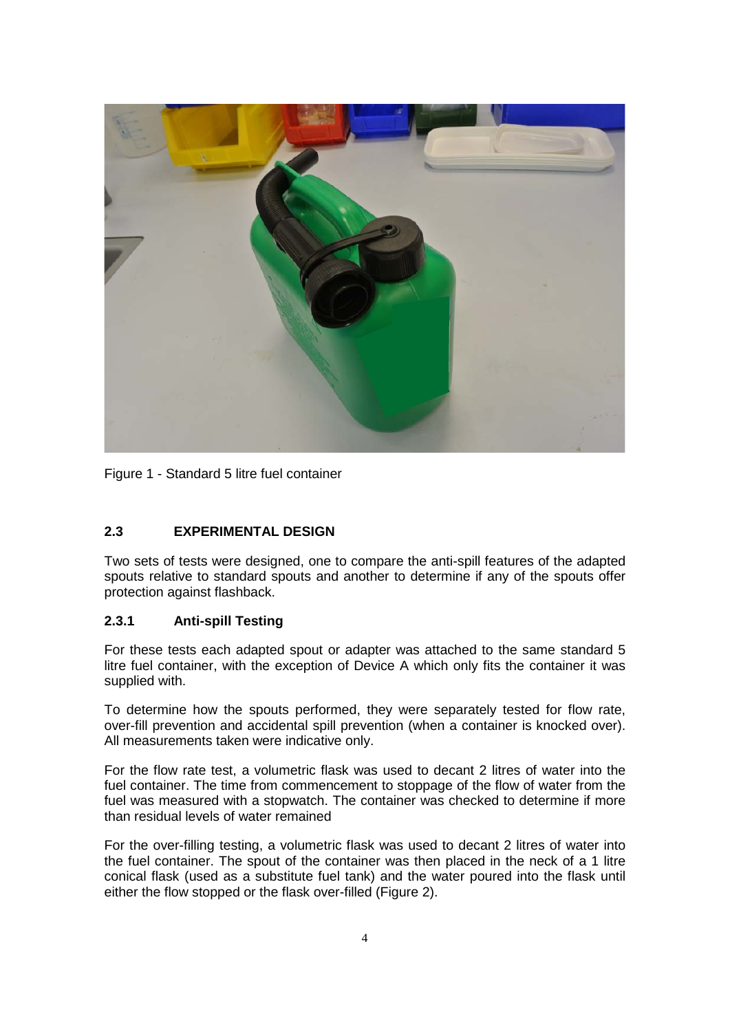Figure 1 - Standard 5 litre fuel container

### 2.3 EXPERIMENTAL DESIGN

Two sets of tests were designed, one to compare the anti-spill features of the adapted spouts relative to standard spouts and another to determine if any of the spouts offer protection against flashback.

#### 2.3.1 Anti-spill Testing

For these tests each adapted spout or adapter was attached to the same standard 5 litre fuel container, with the exception of Device A which only fits the container it was supplied with.

To determine how the spouts performed, they were separately tested for flow rate, over-fill prevention and accidental spill prevention (when a container is knocked over). All measurements taken were indicative only.

For the flow rate test, a volumetric flask was used to decant 2 litres of water into the fuel container. The time from commencement to stoppage of the flow of water from the fuel was measured with a stopwatch. The container was checked to determine if more than residual levels of water remained

For the over-filling testing, a volumetric flask was used to decant 2 litres of water into the fuel container. The spout of the container was then placed in the neck of a 1 litre conical flask (used as a substitute fuel tank) and the water poured into the flask until either the flow stopped or the flask over-filled (Figure 2).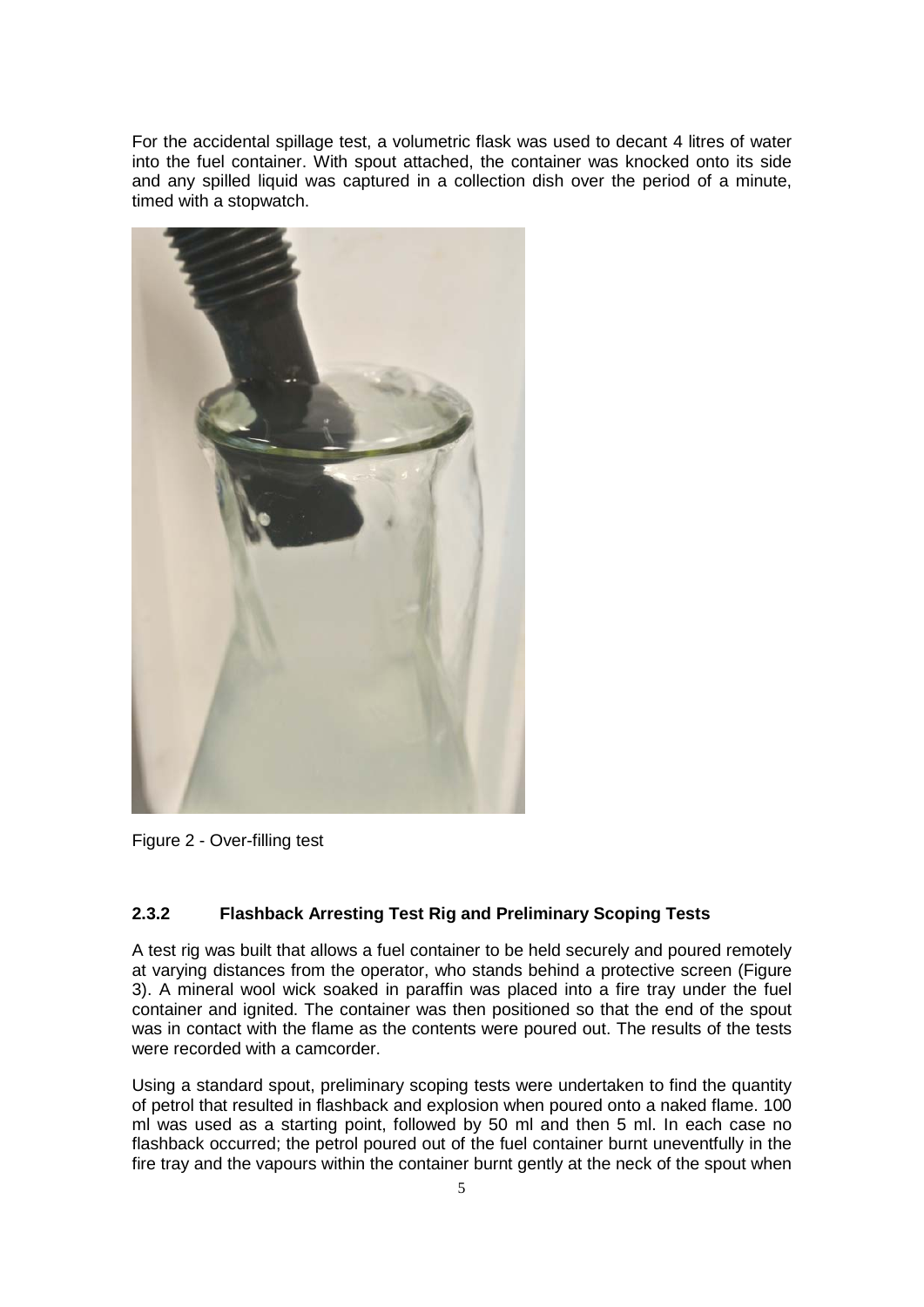For the accidental spillage test, a volumetric flask was used to decant 4 litres of water into the fuel container. With spout attached, the container was knocked onto its side and any spilled liquid was captured in a collection dish over the period of a minute, timed with a stopwatch.

Figure 2 - Over-filling test

### 2.3.2 Flashback Arresting Test Rig and Preliminary Scoping Tests

A test rig was built that allows a fuel container to be held securely and poured remotely at varying distances from the operator, who stands behind a protective screen (Figure 3). A mineral wool wick soaked in paraffin was placed into a fire tray under the fuel container and ignited. The container was then positioned so that the end of the spout was in contact with the flame as the contents were poured out. The results of the tests were recorded with a camcorder.

Using a standard spout, preliminary scoping tests were undertaken to find the quantity of petrol that resulted in flashback and explosion when poured onto a naked flame. 100 ml was used as a starting point, followed by 50 ml and then 5 ml. In each case no flashback occurred; the petrol poured out of the fuel container burnt uneventfully in the fire tray and the vapours within the container burnt gently at the neck of the spout when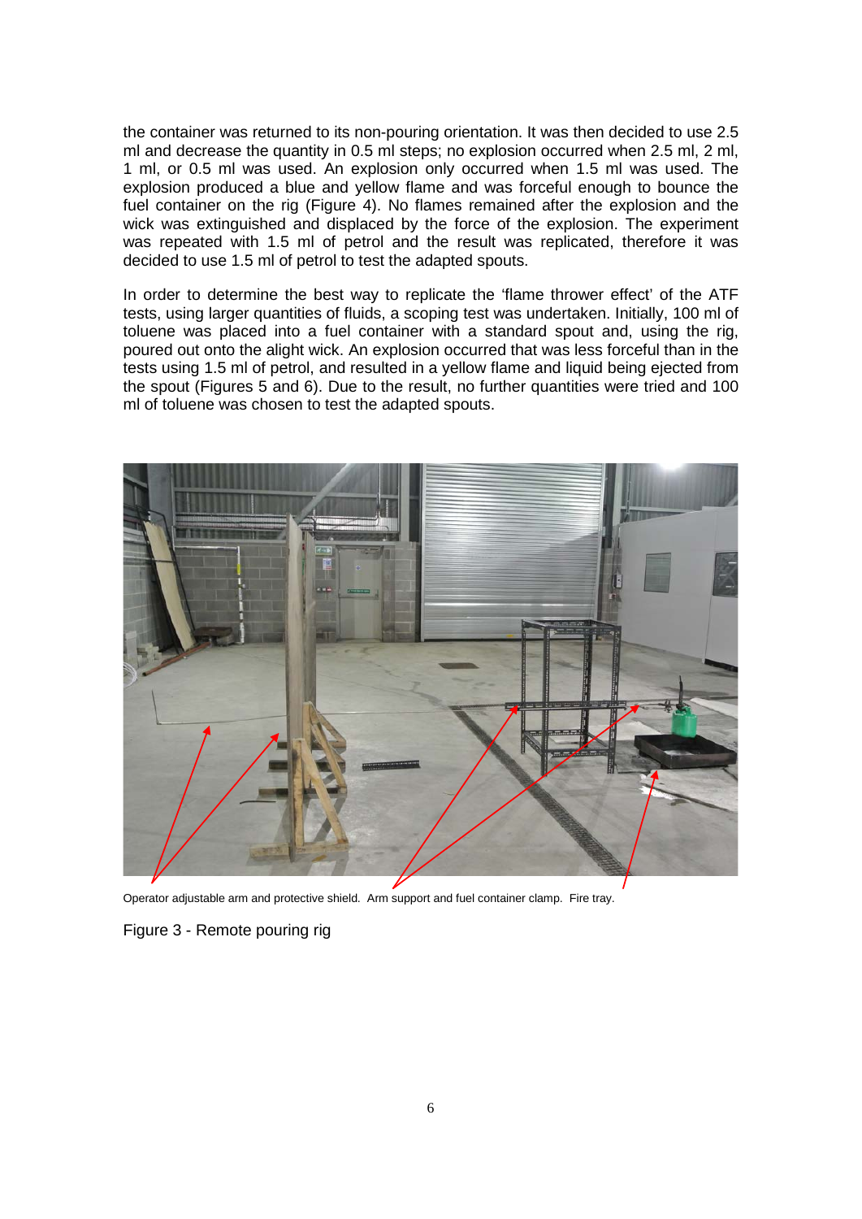the container was returned to its non-pouring orientation. It was then decided to use 2.5 ml and decrease the quantity in 0.5 ml steps; no explosion occurred when 2.5 ml, 2 ml, 1 ml, or 0.5 ml was used. An explosion only occurred when 1.5 ml was used. The explosion produced a blue and yellow flame and was forceful enough to bounce the fuel container on the rig (Figure 4). No flames remained after the explosion and the wick was extinguished and displaced by the force of the explosion. The experiment was repeated with 1.5 ml of petrol and the result was replicated, therefore it was decided to use 1.5 ml of petrol to test the adapted spouts.

In order to determine the best way to replicate the 'flame thrower effect' of the ATF tests, using larger quantities of fluids, a scoping test was undertaken. Initially, 100 ml of toluene was placed into a fuel container with a standard spout and, using the rig, poured out onto the alight wick. An explosion occurred that was less forceful than in the tests using 1.5 ml of petrol, and resulted in a yellow flame and liquid being ejected from the spout (Figures 5 and 6). Due to the result, no further quantities were tried and 100 ml of toluene was chosen to test the adapted spouts.

Operator adjustable arm and protective shield. Arm support and fuel container clamp. Fire tray.

Figure 3 - Remote pouring rig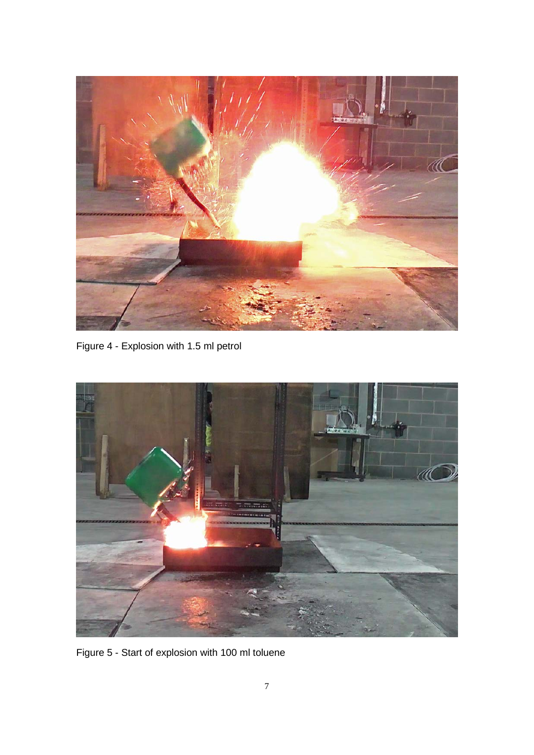Figure 4 - Explosion with 1.5 ml petrol

Figure 5 - Start of explosion with 100 ml toluene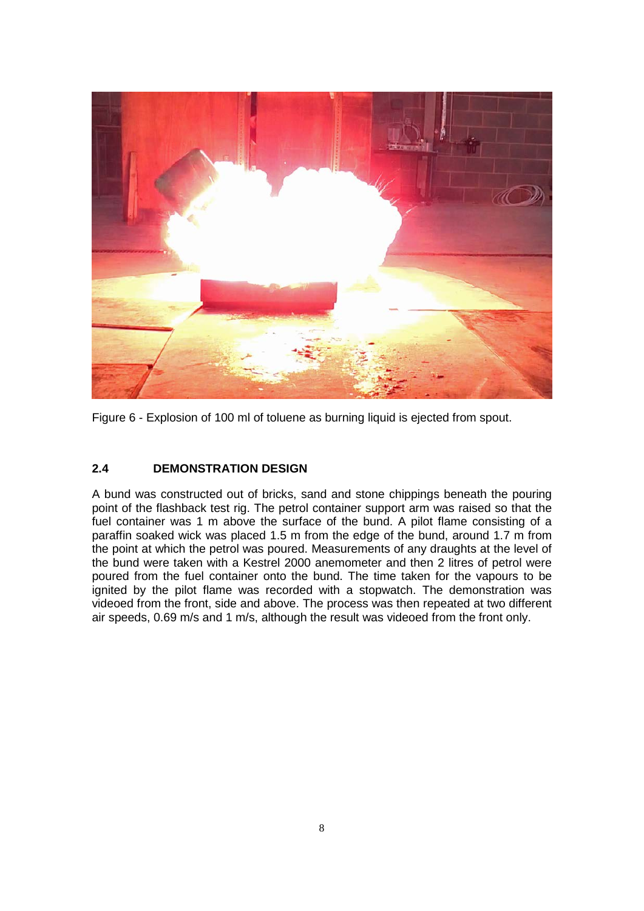Figure 6 - Explosion of 100 ml of toluene as burning liquid is ejected from spout.

## 2.4 DEMONSTRATION DESIGN

A bund was constructed out of bricks, sand and stone chippings beneath the pouring point of the flashback test rig. The petrol container support arm was raised so that the fuel container was 1 m above the surface of the bund. A pilot flame consisting of a paraffin soaked wick was placed 1.5 m from the edge of the bund, around 1.7 m from the point at which the petrol was poured. Measurements of any draughts at the level of the bund were taken with a Kestrel 2000 anemometer and then 2 litres of petrol were poured from the fuel container onto the bund. The time taken for the vapours to be ignited by the pilot flame was recorded with a stopwatch. The demonstration was videoed from the front, side and above. The process was then repeated at two different air speeds, 0.69 m/s and 1 m/s, although the result was videoed from the front only.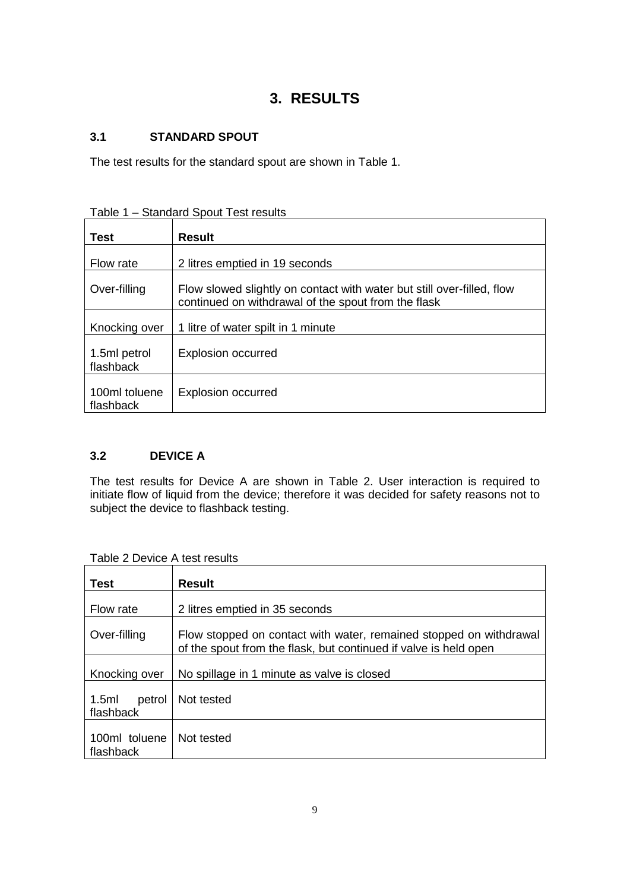# 3. RESULTS

## 3.1 STANDARD SPOUT

The test results for the standard spout are shown in Table 1.

Table 1 – Standard Spout Test results

| Test | Result |
|---|---|
| Flow rate | 2 litres emptied in 19 seconds |
| Over-filling | Flow slowed slightly on contact with water but still over-filled, flow continued on withdrawal of the spout from the flask |
| Knocking over | 1 litre of water spilt in 1 minute |
| 1.5ml petrol flashback | Explosion occurred |
| 100ml toluene flashback | Explosion occurred |

## 3.2 DEVICE A

The test results for Device A are shown in Table 2. User interaction is required to initiate flow of liquid from the device; therefore it was decided for safety reasons not to subject the device to flashback testing.

Table 2 Device A test results

| Test | Result |
|---|---|
| Flow rate | 2 litres emptied in 35 seconds |
| Over-filling | Flow stopped on contact with water, remained stopped on withdrawal of the spout from the flask, but continued if valve is held open |
| Knocking over | No spillage in 1 minute as valve is closed |
| 1.5ml petrol flashback | Not tested |
| 100ml toluene flashback | Not tested |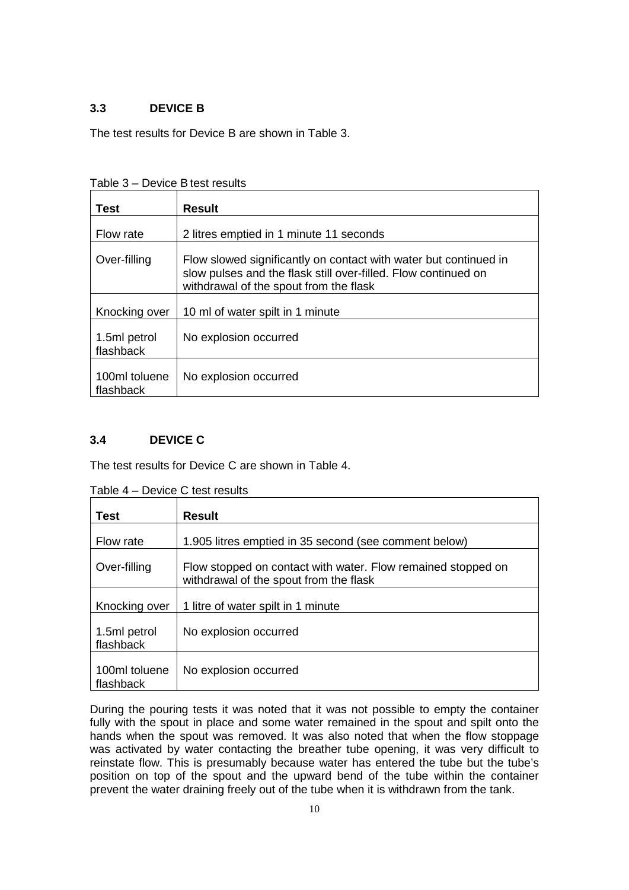### 3.3 DEVICE B

The test results for Device B are shown in Table 3.

Table 3 – Device B test results

| Test | Result |
|---|---|
| Flow rate | 2 litres emptied in 1 minute 11 seconds |
| Over-filling | Flow slowed significantly on contact with water but continued in slow pulses and the flask still over-filled. Flow continued on withdrawal of the spout from the flask |
| Knocking over | 10 ml of water spilt in 1 minute |
| 1.5ml petrol flashback | No explosion occurred |
| 100ml toluene flashback | No explosion occurred |

### 3.4 DEVICE C

The test results for Device C are shown in Table 4.

Table 4 – Device C test results

| Test | Result |
|---|---|
| Flow rate | 1.905 litres emptied in 35 second (see comment below) |
| Over-filling | Flow stopped on contact with water. Flow remained stopped on withdrawal of the spout from the flask |
| Knocking over | 1 litre of water spilt in 1 minute |
| 1.5ml petrol flashback | No explosion occurred |
| 100ml toluene flashback | No explosion occurred |

During the pouring tests it was noted that it was not possible to empty the container fully with the spout in place and some water remained in the spout and spilt onto the hands when the spout was removed. It was also noted that when the flow stoppage was activated by water contacting the breather tube opening, it was very difficult to reinstate flow. This is presumably because water has entered the tube but the tube's position on top of the spout and the upward bend of the tube within the container prevent the water draining freely out of the tube when it is withdrawn from the tank.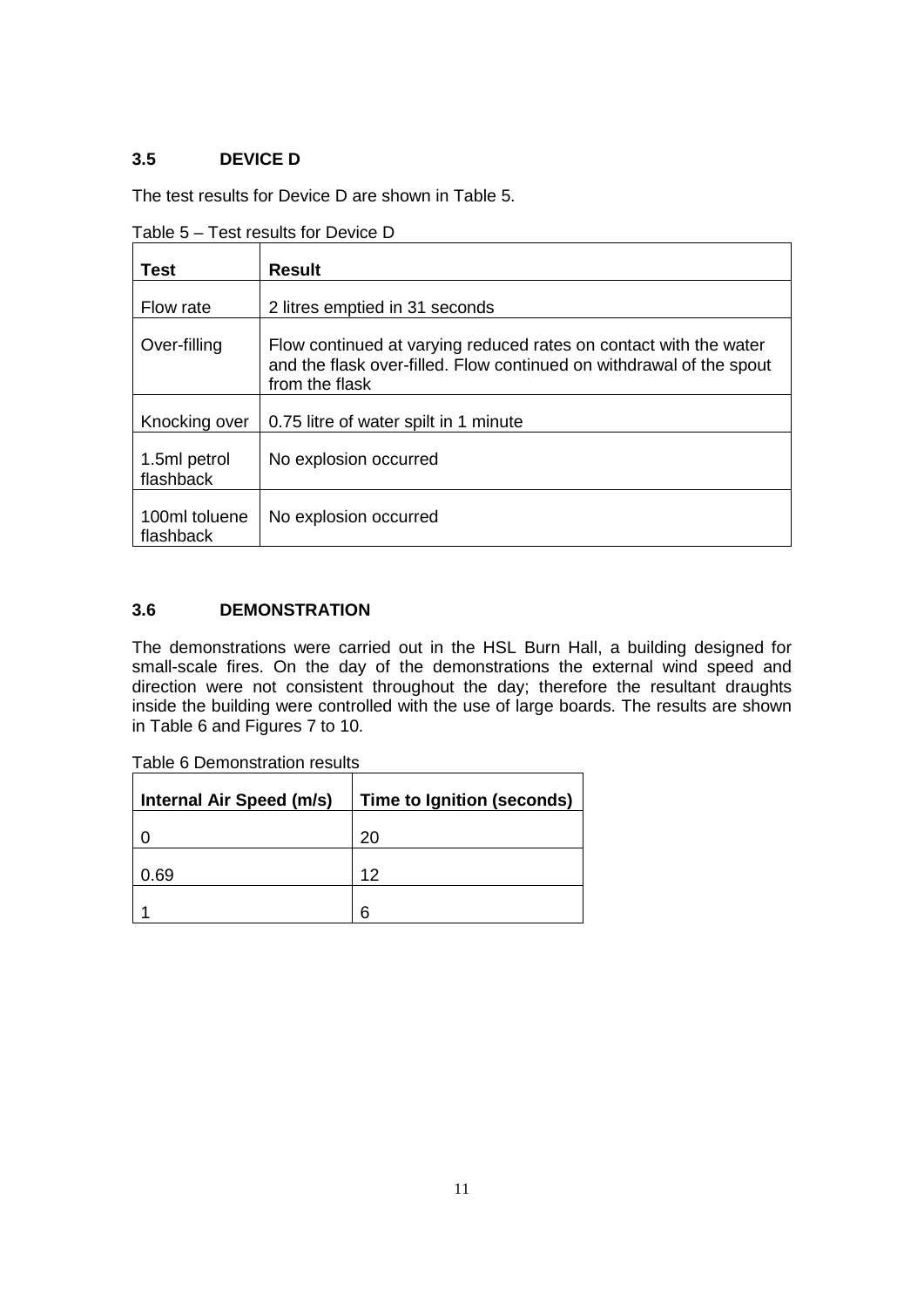### 3.5 DEVICE D

The test results for Device D are shown in Table 5.

Table 5 – Test results for Device D

| Test | Result |
|---|---|
| Flow rate | 2 litres emptied in 31 seconds |
| Over-filling | Flow continued at varying reduced rates on contact with the water and the flask over-filled. Flow continued on withdrawal of the spout from the flask |
| Knocking over | 0.75 litre of water spilt in 1 minute |
| 1.5ml petrol flashback | No explosion occurred |
| 100ml toluene flashback | No explosion occurred |

### 3.6 DEMONSTRATION

The demonstrations were carried out in the HSL Burn Hall, a building designed for small-scale fires. On the day of the demonstrations the external wind speed and direction were not consistent throughout the day; therefore the resultant draughts inside the building were controlled with the use of large boards. The results are shown in Table 6 and Figures 7 to 10.

Table 6 Demonstration results

| Internal Air Speed (m/s) | Time to Ignition (seconds) |
|---|---|
| 0 | 20 |
| 0.69 | 12 |
| 1 | 6 |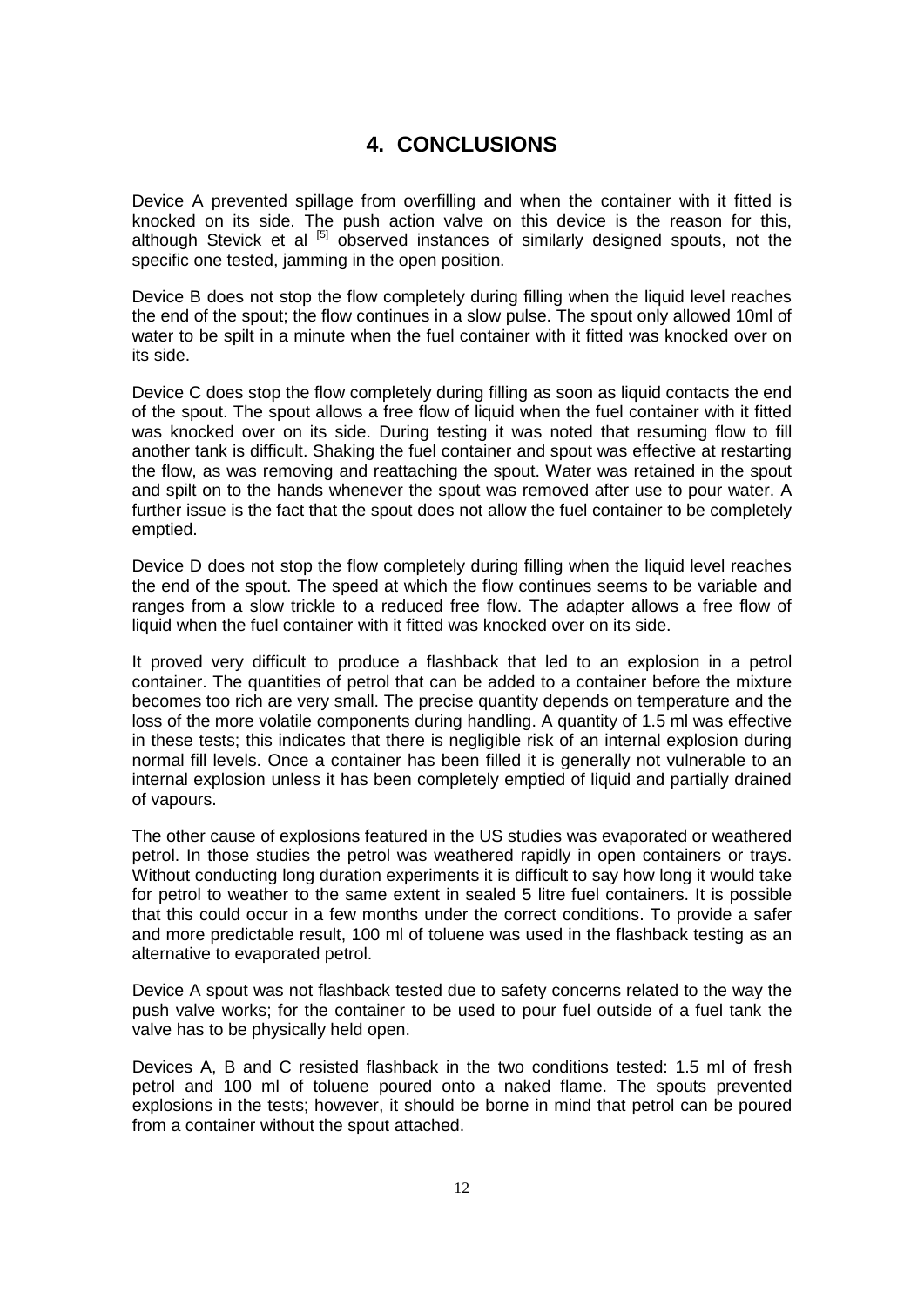## 4. CONCLUSIONS

Device A prevented spillage from overfilling and when the container with it fitted is knocked on its side. The push action valve on this device is the reason for this, although Stevick et al [5] observed instances of similarly designed spouts, not the specific one tested, jamming in the open position.

Device B does not stop the flow completely during filling when the liquid level reaches the end of the spout; the flow continues in a slow pulse. The spout only allowed 10ml of water to be spilt in a minute when the fuel container with it fitted was knocked over on its side.

Device C does stop the flow completely during filling as soon as liquid contacts the end of the spout. The spout allows a free flow of liquid when the fuel container with it fitted was knocked over on its side. During testing it was noted that resuming flow to fill another tank is difficult. Shaking the fuel container and spout was effective at restarting the flow, as was removing and reattaching the spout. Water was retained in the spout and spilt on to the hands whenever the spout was removed after use to pour water. A further issue is the fact that the spout does not allow the fuel container to be completely emptied.

Device D does not stop the flow completely during filling when the liquid level reaches the end of the spout. The speed at which the flow continues seems to be variable and ranges from a slow trickle to a reduced free flow. The adapter allows a free flow of liquid when the fuel container with it fitted was knocked over on its side.

It proved very difficult to produce a flashback that led to an explosion in a petrol container. The quantities of petrol that can be added to a container before the mixture becomes too rich are very small. The precise quantity depends on temperature and the loss of the more volatile components during handling. A quantity of 1.5 ml was effective in these tests; this indicates that there is negligible risk of an internal explosion during normal fill levels. Once a container has been filled it is generally not vulnerable to an internal explosion unless it has been completely emptied of liquid and partially drained of vapours.

The other cause of explosions featured in the US studies was evaporated or weathered petrol. In those studies the petrol was weathered rapidly in open containers or trays. Without conducting long duration experiments it is difficult to say how long it would take for petrol to weather to the same extent in sealed 5 litre fuel containers. It is possible that this could occur in a few months under the correct conditions. To provide a safer and more predictable result, 100 ml of toluene was used in the flashback testing as an alternative to evaporated petrol.

Device A spout was not flashback tested due to safety concerns related to the way the push valve works; for the container to be used to pour fuel outside of a fuel tank the valve has to be physically held open.

Devices A, B and C resisted flashback in the two conditions tested: 1.5 ml of fresh petrol and 100 ml of toluene poured onto a naked flame. The spouts prevented explosions in the tests; however, it should be borne in mind that petrol can be poured from a container without the spout attached.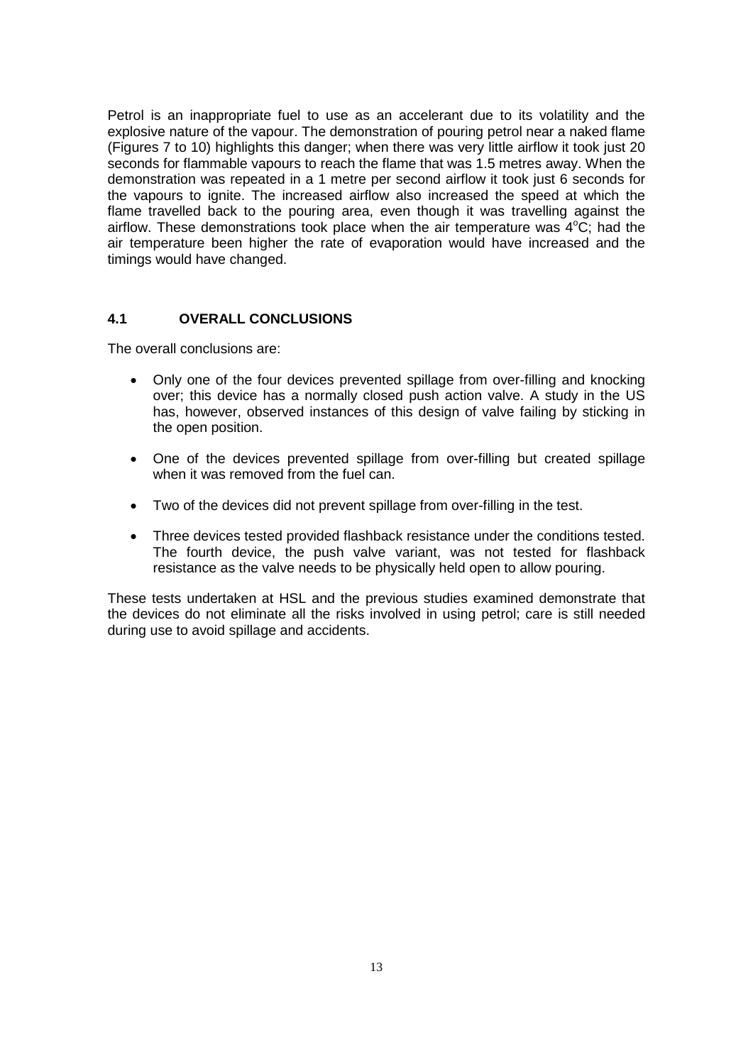Petrol is an inappropriate fuel to use as an accelerant due to its volatility and the explosive nature of the vapour. The demonstration of pouring petrol near a naked flame (Figures 7 to 10) highlights this danger; when there was very little airflow it took just 20 seconds for flammable vapours to reach the flame that was 1.5 metres away. When the demonstration was repeated in a 1 metre per second airflow it took just 6 seconds for the vapours to ignite. The increased airflow also increased the speed at which the flame travelled back to the pouring area, even though it was travelling against the airflow. These demonstrations took place when the air temperature was $4^{o}C$; had the air temperature been higher the rate of evaporation would have increased and the timings would have changed.

## 4.1 OVERALL CONCLUSIONS

The overall conclusions are:

- Only one of the four devices prevented spillage from over-filling and knocking over; this device has a normally closed push action valve. A study in the US has, however, observed instances of this design of valve failing by sticking in the open position.
- One of the devices prevented spillage from over-filling but created spillage when it was removed from the fuel can.
- Two of the devices did not prevent spillage from over-filling in the test.
- Three devices tested provided flashback resistance under the conditions tested. The fourth device, the push valve variant, was not tested for flashback resistance as the valve needs to be physically held open to allow pouring.

These tests undertaken at HSL and the previous studies examined demonstrate that the devices do not eliminate all the risks involved in using petrol; care is still needed during use to avoid spillage and accidents.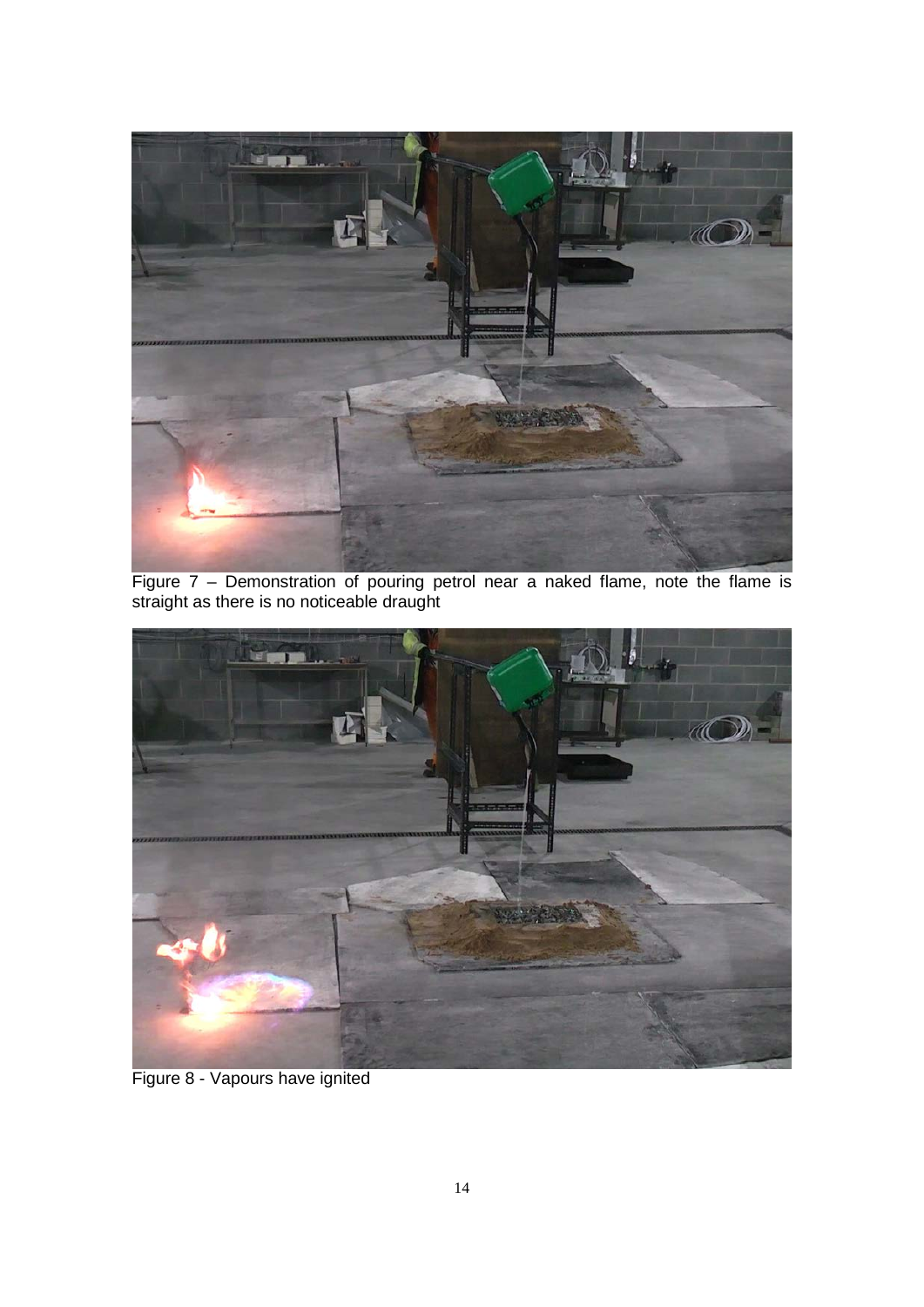Figure 7 – Demonstration of pouring petrol near a naked flame, note the flame is straight as there is no noticeable draught

Figure 8 - Vapours have ignited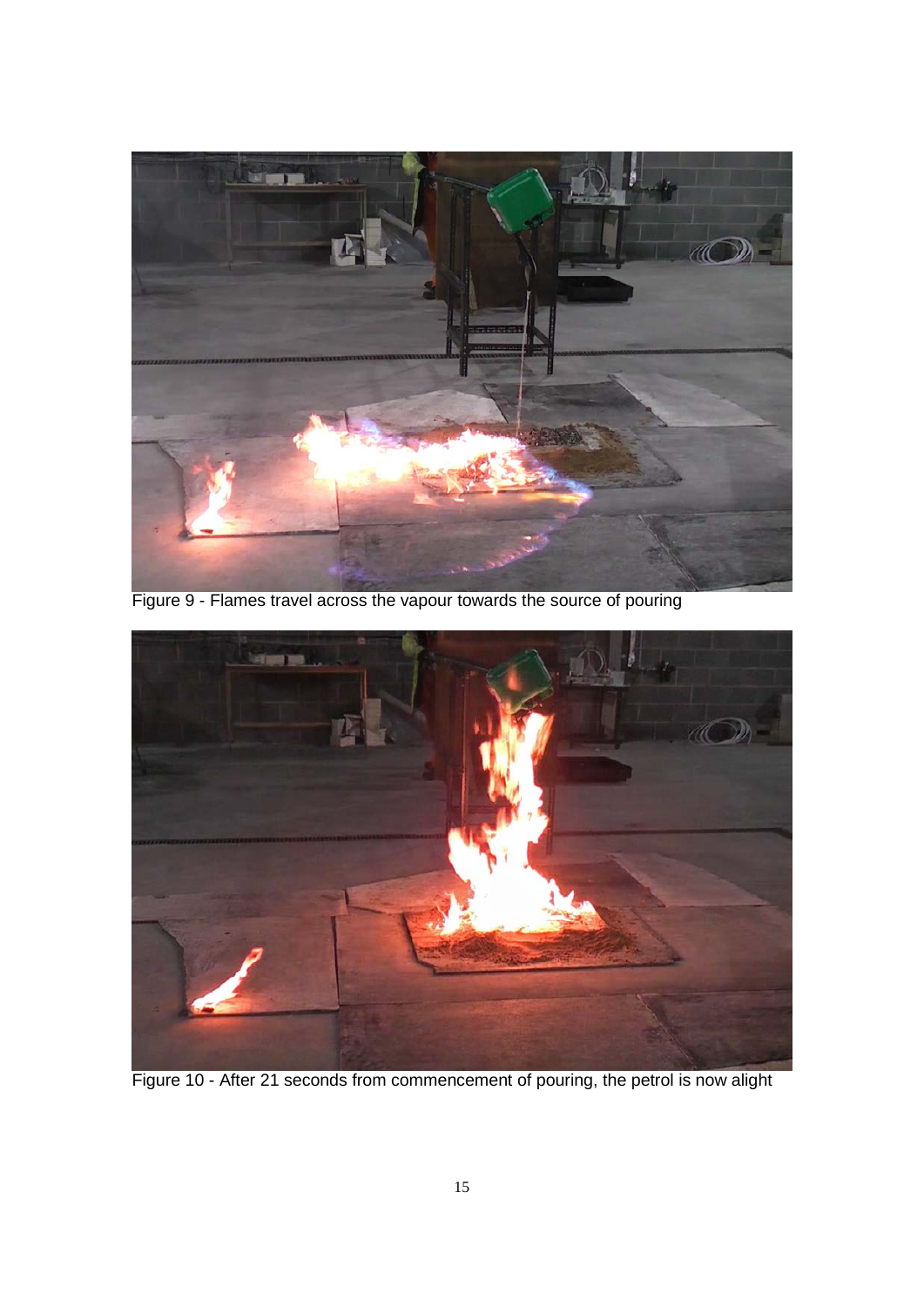Figure 9 - Flames travel across the vapour towards the source of pouring

Figure 10 - After 21 seconds from commencement of pouring, the petrol is now alight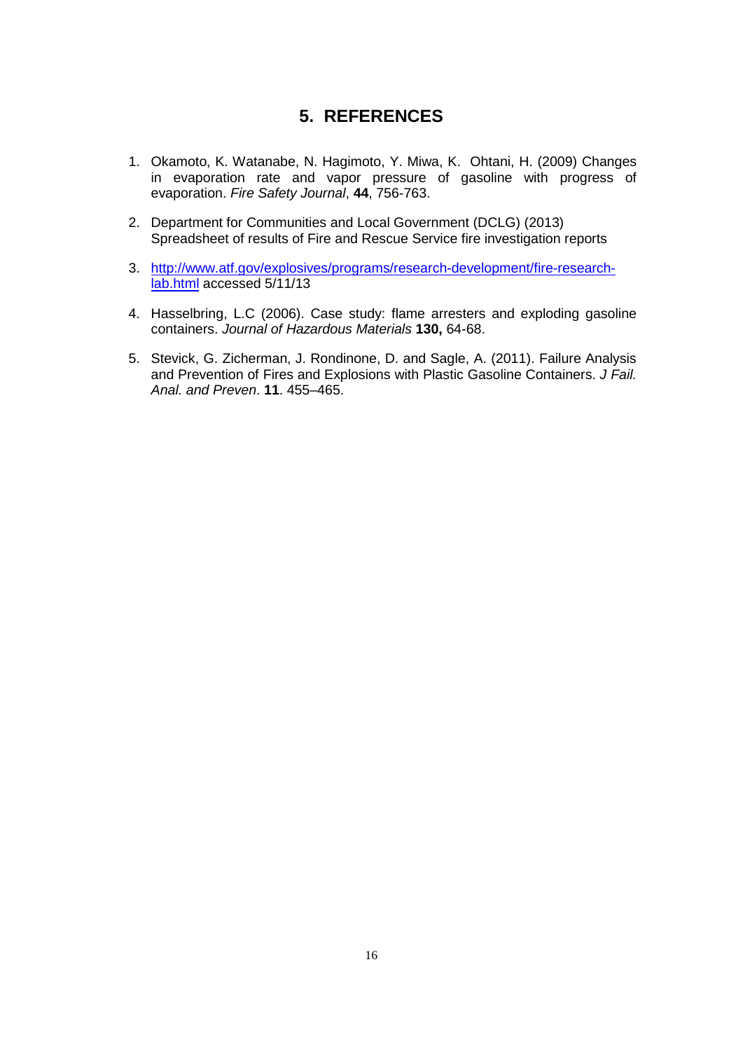## 5. REFERENCES

1. Okamoto, K. Watanabe, N. Hagimoto, Y. Miwa, K. Ohtani, H. (2009) Changes in evaporation rate and vapor pressure of gasoline with progress of evaporation. *Fire Safety Journal*, **44**, 756-763.

2. Department for Communities and Local Government (DCLG) (2013) Spreadsheet of results of Fire and Rescue Service fire investigation reports

3. [http://www.atf.gov/explosives/programs/research-development/fire-research-lab.html](http://www.atf.gov/explosives/programs/research-development/fire-research-lab.html) accessed 5/11/13

4. Hasselbring, L.C (2006). Case study: flame arresters and exploding gasoline containers. *Journal of Hazardous Materials* **130,** 64-68.

5. Stevick, G. Zicherman, J. Rondinone, D. and Sagle, A. (2011). Failure Analysis and Prevention of Fires and Explosions with Plastic Gasoline Containers. *J Fail. Anal. and Preven*. **11**. 455–465.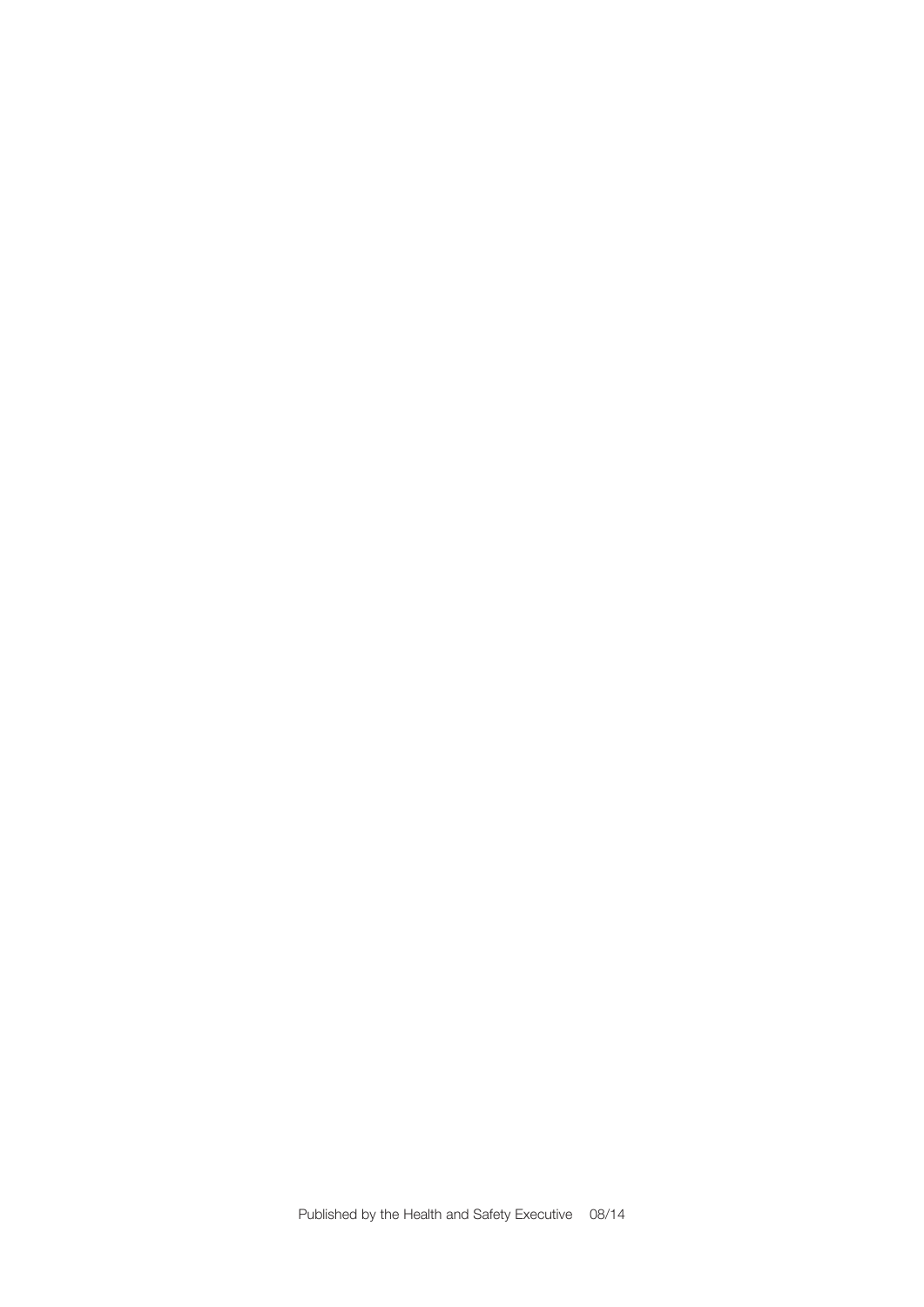Published by the Health and Safety Executive 08/14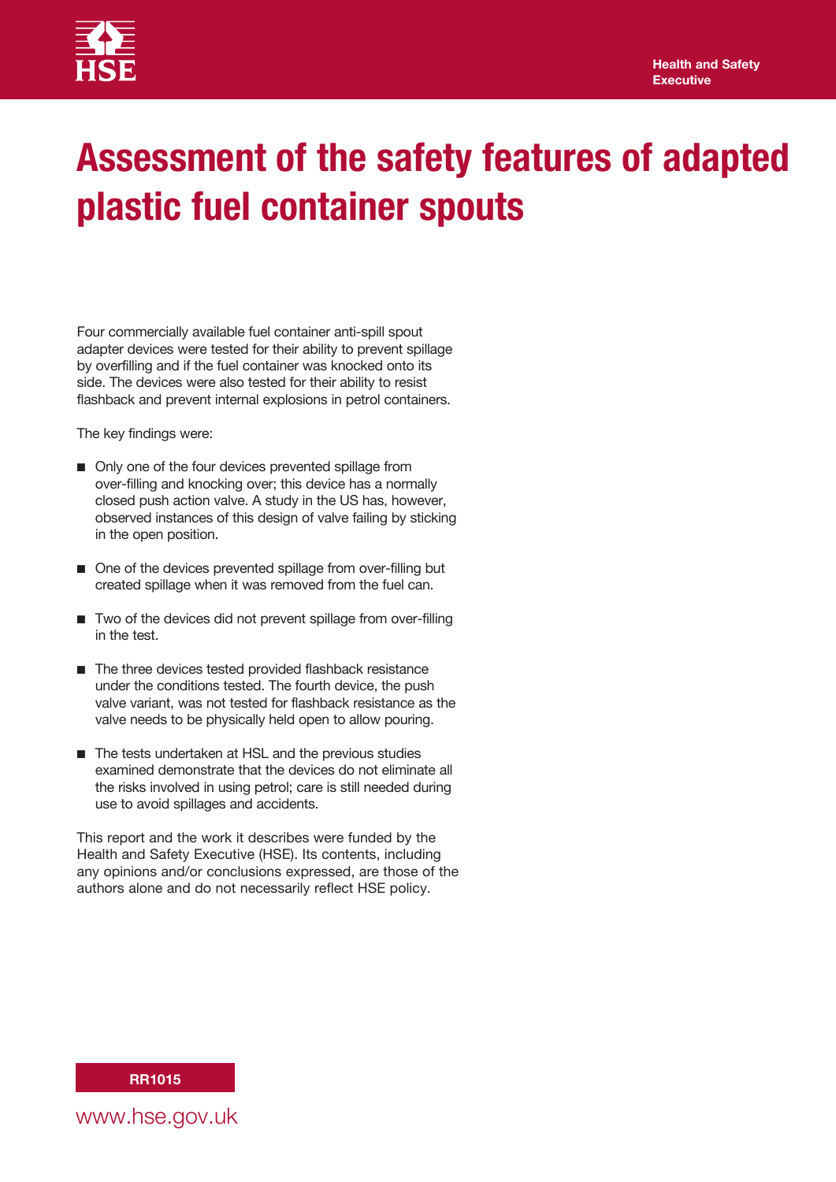Health and Safety Executive

# Assessment of the safety features of adapted plastic fuel container spouts

Four commercially available fuel container anti-spill spout adapter devices were tested for their ability to prevent spillage by overfilling and if the fuel container was knocked onto its side. The devices were also tested for their ability to resist flashback and prevent internal explosions in petrol containers.

The key findings were:

- Only one of the four devices prevented spillage from over-filling and knocking over; this device has a normally closed push action valve. A study in the US has, however, observed instances of this design of valve failing by sticking in the open position.
- One of the devices prevented spillage from over-filling but created spillage when it was removed from the fuel can.
- Two of the devices did not prevent spillage from over-filling in the test.
- The three devices tested provided flashback resistance under the conditions tested. The fourth device, the push valve variant, was not tested for flashback resistance as the valve needs to be physically held open to allow pouring.
- The tests undertaken at HSL and the previous studies examined demonstrate that the devices do not eliminate all the risks involved in using petrol; care is still needed during use to avoid spillages and accidents.

This report and the work it describes were funded by the Health and Safety Executive (HSE). Its contents, including any opinions and/or conclusions expressed, are those of the authors alone and do not necessarily reflect HSE policy.

**RR1015**

www.hse.gov.uk